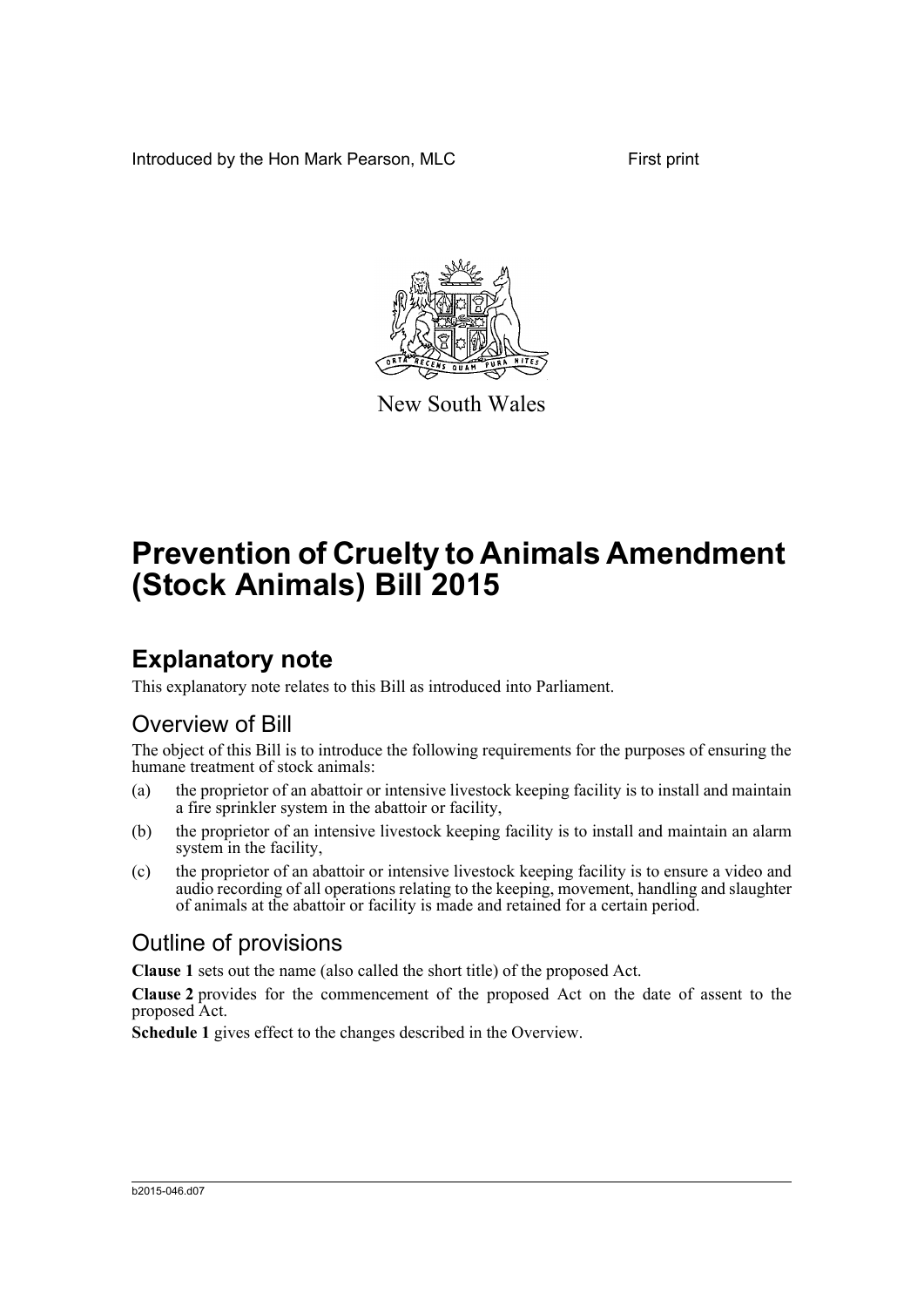Introduced by the Hon Mark Pearson, MLC First print

New South Wales

# Prevention of Cruelty to Animals Amendment (Stock Animals) Bill 2015

## Explanatory note

This explanatory note relates to this Bill as introduced into Parliament.

### Overview of Bill

The object of this Bill is to introduce the following requirements for the purposes of ensuring the humane treatment of stock animals:

(a) the proprietor of an abattoir or intensive livestock keeping facility is to install and maintain a fire sprinkler system in the abattoir or facility,

(b) the proprietor of an intensive livestock keeping facility is to install and maintain an alarm system in the facility,

(c) the proprietor of an abattoir or intensive livestock keeping facility is to ensure a video and audio recording of all operations relating to the keeping, movement, handling and slaughter of animals at the abattoir or facility is made and retained for a certain period.

### Outline of provisions

**Clause 1** sets out the name (also called the short title) of the proposed Act.

**Clause 2** provides for the commencement of the proposed Act on the date of assent to the proposed Act.

**Schedule 1** gives effect to the changes described in the Overview.

b2015-046.d07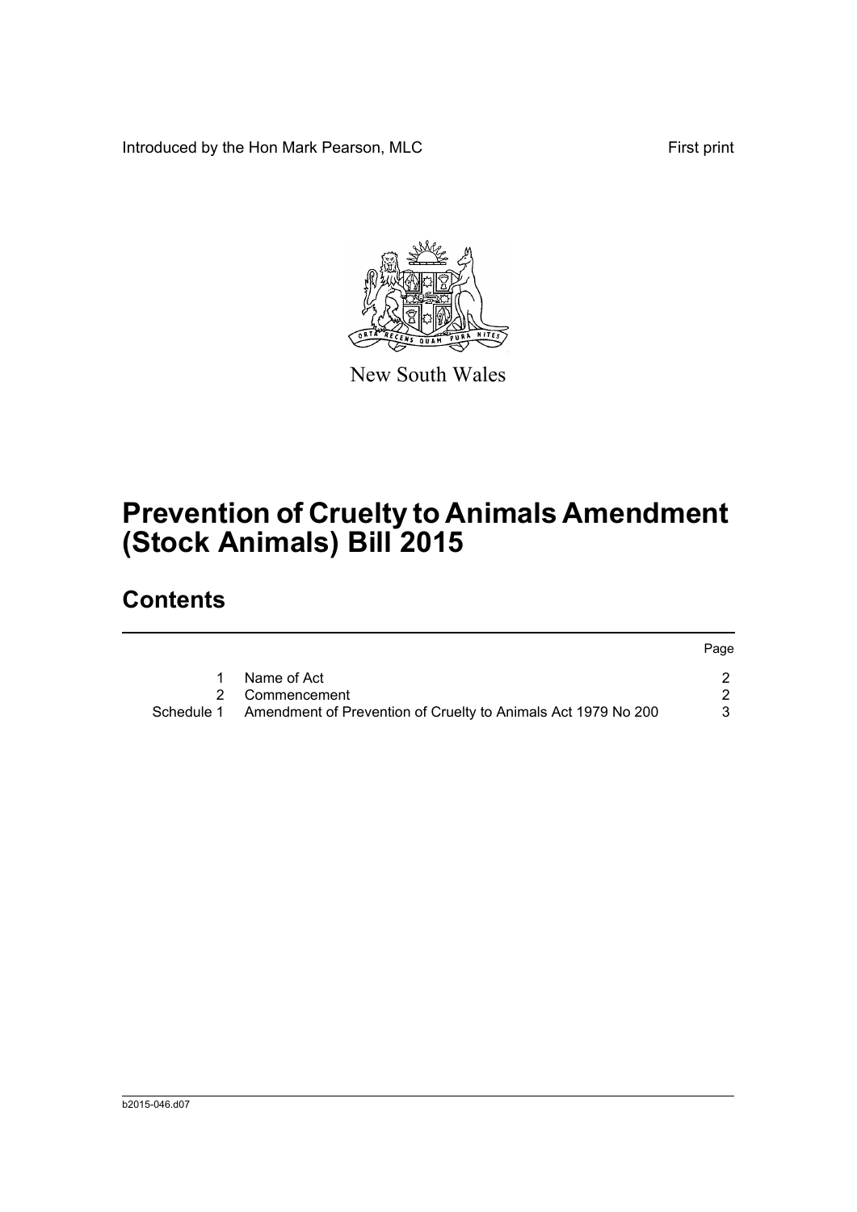Introduced by the Hon Mark Pearson, MLC

First print

New South Wales

# Prevention of Cruelty to Animals Amendment (Stock Animals) Bill 2015

## Contents

| | | Page |
|---|---|---|
| 1 | Name of Act | 2 |
| 2 | Commencement | 2 |
| Schedule 1 | Amendment of Prevention of Cruelty to Animals Act 1979 No 200 | 3 |

b2015-046.d07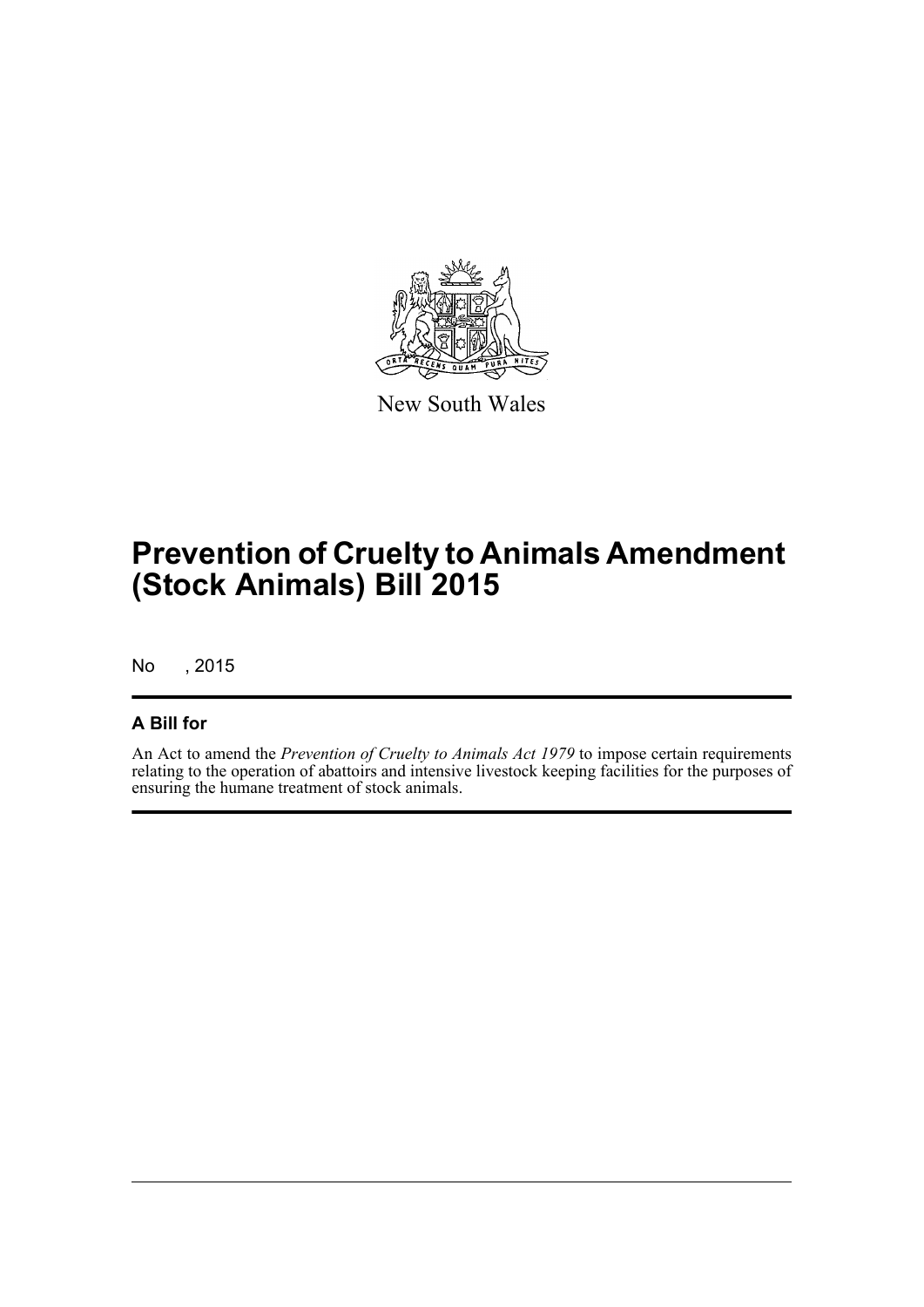New South Wales

# Prevention of Cruelty to Animals Amendment (Stock Animals) Bill 2015

No , 2015

## A Bill for

An Act to amend the *Prevention of Cruelty to Animals Act 1979* to impose certain requirements relating to the operation of abattoirs and intensive livestock keeping facilities for the purposes of ensuring the humane treatment of stock animals.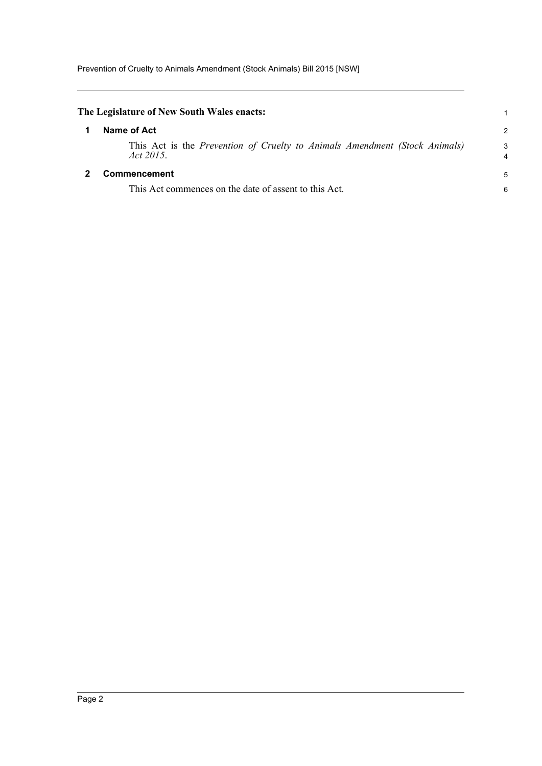**The Legislature of New South Wales enacts:**

## 1 Name of Act

This Act is the *Prevention of Cruelty to Animals Amendment (Stock Animals) Act 2015*.

## 2 Commencement

This Act commences on the date of assent to this Act.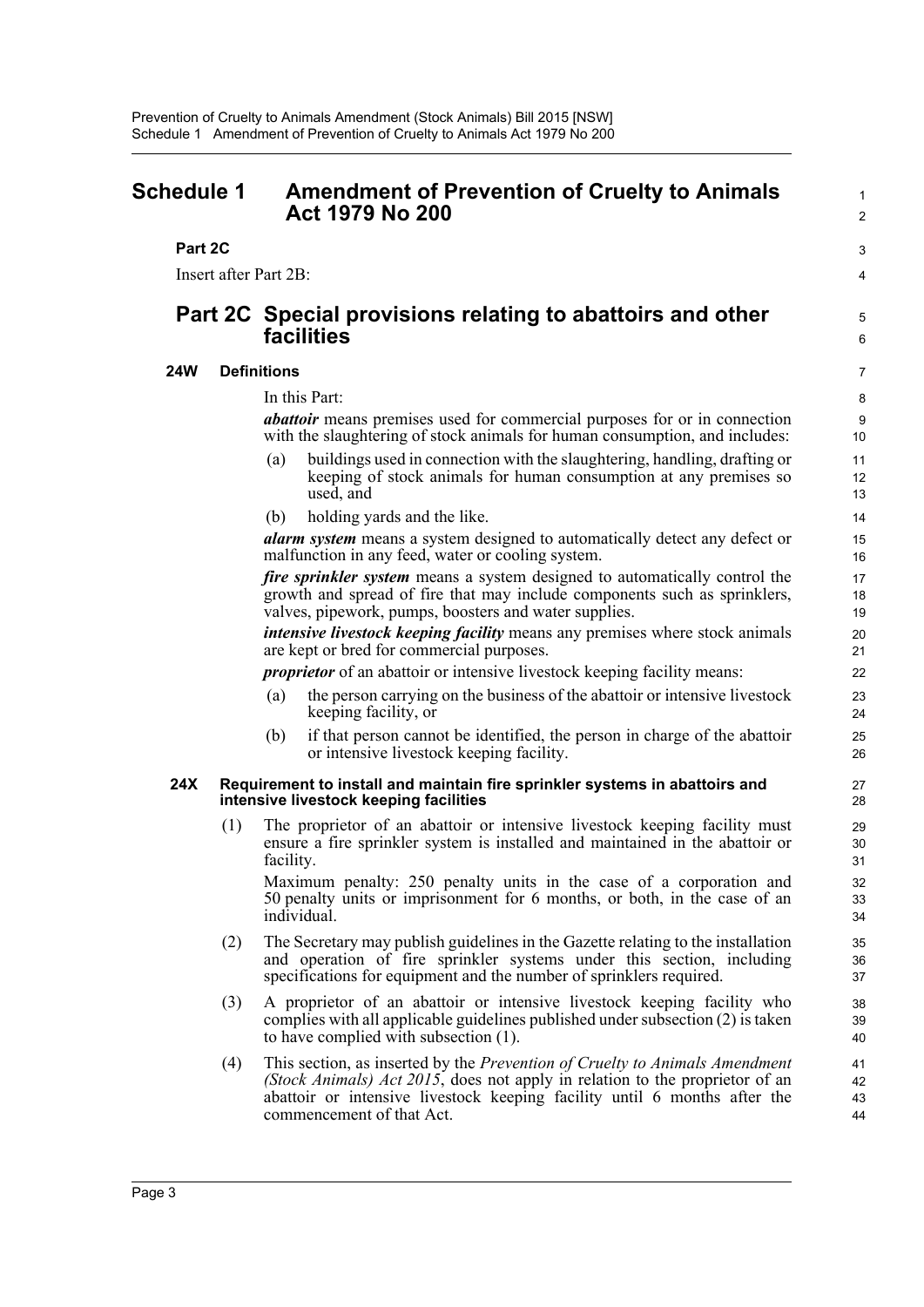# Schedule 1 Amendment of Prevention of Cruelty to Animals Act 1979 No 200

## Part 2C

Insert after Part 2B:

## Part 2C Special provisions relating to abattoirs and other facilities

### 24W Definitions

In this Part:

***abattoir*** means premises used for commercial purposes for or in connection with the slaughtering of stock animals for human consumption, and includes:

(a) buildings used in connection with the slaughtering, handling, drafting or keeping of stock animals for human consumption at any premises so used, and

(b) holding yards and the like.

***alarm system*** means a system designed to automatically detect any defect or malfunction in any feed, water or cooling system.

***fire sprinkler system*** means a system designed to automatically control the growth and spread of fire that may include components such as sprinklers, valves, pipework, pumps, boosters and water supplies.

***intensive livestock keeping facility*** means any premises where stock animals are kept or bred for commercial purposes.

***proprietor*** of an abattoir or intensive livestock keeping facility means:

(a) the person carrying on the business of the abattoir or intensive livestock keeping facility, or

(b) if that person cannot be identified, the person in charge of the abattoir or intensive livestock keeping facility.

### 24X Requirement to install and maintain fire sprinkler systems in abattoirs and intensive livestock keeping facilities

(1) The proprietor of an abattoir or intensive livestock keeping facility must ensure a fire sprinkler system is installed and maintained in the abattoir or facility.

Maximum penalty: 250 penalty units in the case of a corporation and 50 penalty units or imprisonment for 6 months, or both, in the case of an individual.

(2) The Secretary may publish guidelines in the Gazette relating to the installation and operation of fire sprinkler systems under this section, including specifications for equipment and the number of sprinklers required.

(3) A proprietor of an abattoir or intensive livestock keeping facility who complies with all applicable guidelines published under subsection (2) is taken to have complied with subsection (1).

(4) This section, as inserted by the *Prevention of Cruelty to Animals Amendment (Stock Animals) Act 2015*, does not apply in relation to the proprietor of an abattoir or intensive livestock keeping facility until 6 months after the commencement of that Act.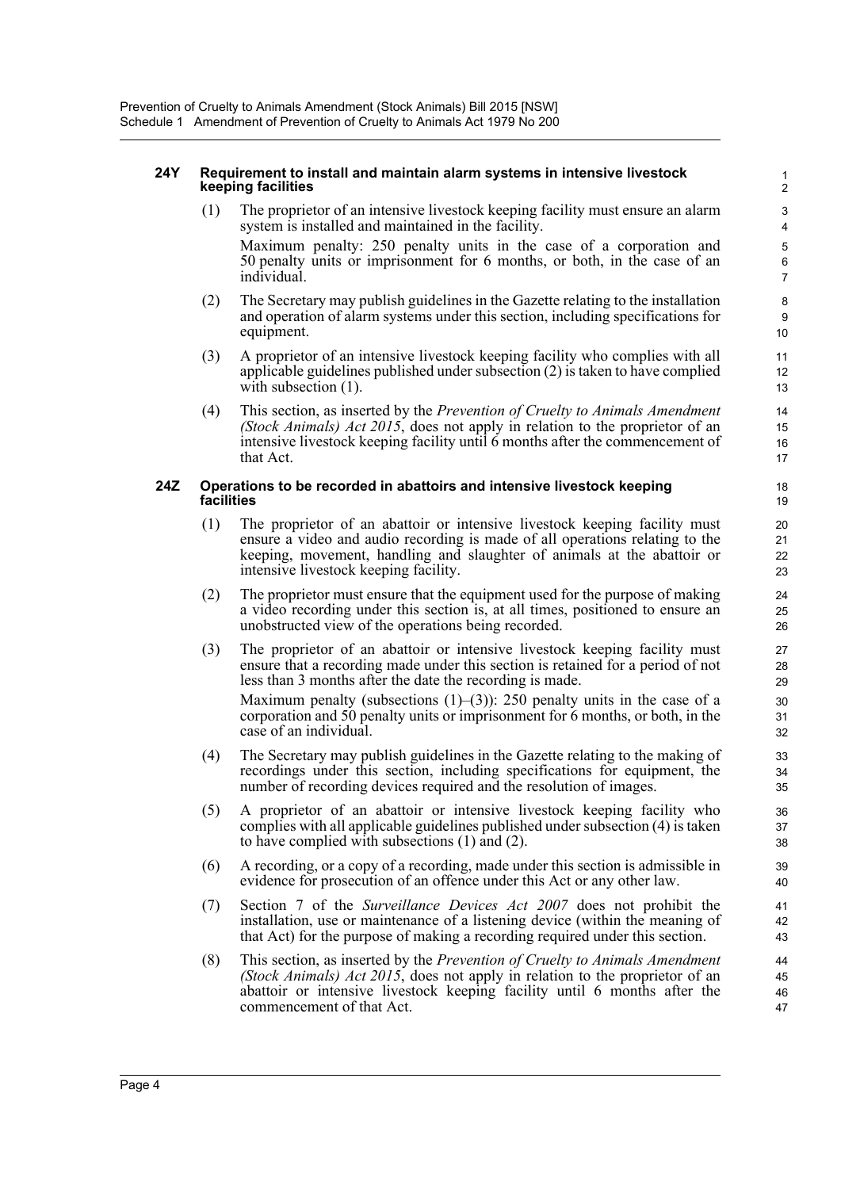### 24Y Requirement to install and maintain alarm systems in intensive livestock keeping facilities

(1) The proprietor of an intensive livestock keeping facility must ensure an alarm system is installed and maintained in the facility.

Maximum penalty: 250 penalty units in the case of a corporation and 50 penalty units or imprisonment for 6 months, or both, in the case of an individual.

(2) The Secretary may publish guidelines in the Gazette relating to the installation and operation of alarm systems under this section, including specifications for equipment.

(3) A proprietor of an intensive livestock keeping facility who complies with all applicable guidelines published under subsection (2) is taken to have complied with subsection (1).

(4) This section, as inserted by the *Prevention of Cruelty to Animals Amendment (Stock Animals) Act 2015*, does not apply in relation to the proprietor of an intensive livestock keeping facility until 6 months after the commencement of that Act.

### 24Z Operations to be recorded in abattoirs and intensive livestock keeping facilities

(1) The proprietor of an abattoir or intensive livestock keeping facility must ensure a video and audio recording is made of all operations relating to the keeping, movement, handling and slaughter of animals at the abattoir or intensive livestock keeping facility.

(2) The proprietor must ensure that the equipment used for the purpose of making a video recording under this section is, at all times, positioned to ensure an unobstructed view of the operations being recorded.

(3) The proprietor of an abattoir or intensive livestock keeping facility must ensure that a recording made under this section is retained for a period of not less than 3 months after the date the recording is made.

Maximum penalty (subsections (1)–(3)): 250 penalty units in the case of a corporation and 50 penalty units or imprisonment for 6 months, or both, in the case of an individual.

(4) The Secretary may publish guidelines in the Gazette relating to the making of recordings under this section, including specifications for equipment, the number of recording devices required and the resolution of images.

(5) A proprietor of an abattoir or intensive livestock keeping facility who complies with all applicable guidelines published under subsection (4) is taken to have complied with subsections (1) and (2).

(6) A recording, or a copy of a recording, made under this section is admissible in evidence for prosecution of an offence under this Act or any other law.

(7) Section 7 of the *Surveillance Devices Act 2007* does not prohibit the installation, use or maintenance of a listening device (within the meaning of that Act) for the purpose of making a recording required under this section.

(8) This section, as inserted by the *Prevention of Cruelty to Animals Amendment (Stock Animals) Act 2015*, does not apply in relation to the proprietor of an abattoir or intensive livestock keeping facility until 6 months after the commencement of that Act.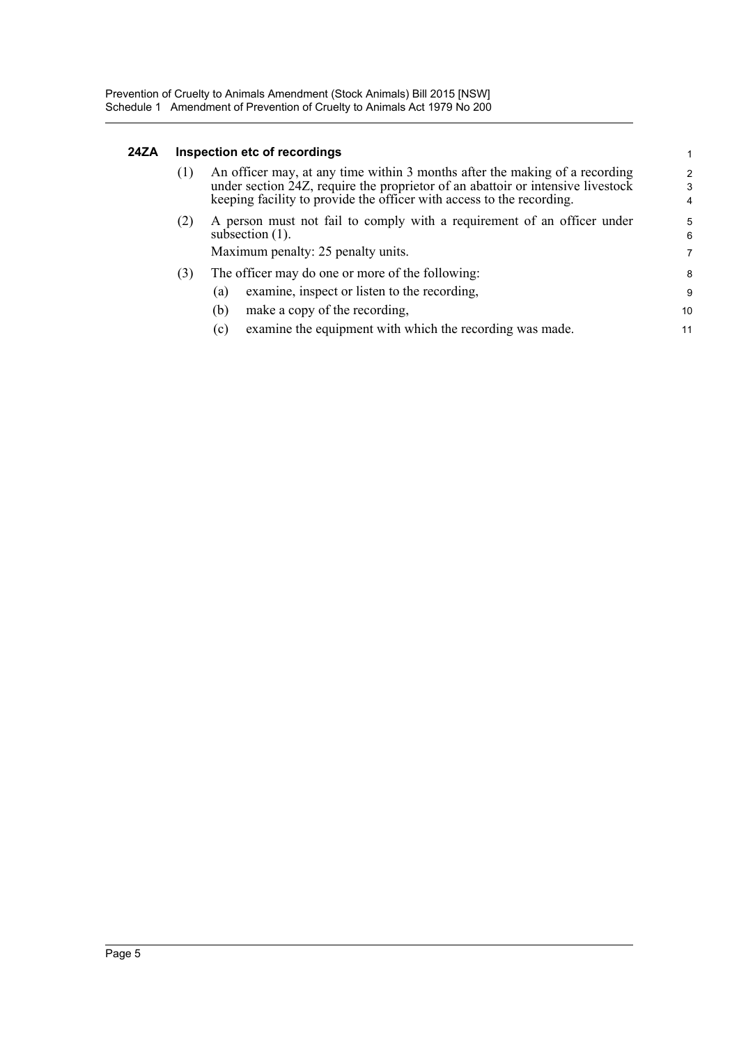**24ZA Inspection etc of recordings**

(1) An officer may, at any time within 3 months after the making of a recording under section 24Z, require the proprietor of an abattoir or intensive livestock keeping facility to provide the officer with access to the recording.

(2) A person must not fail to comply with a requirement of an officer under subsection (1).

Maximum penalty: 25 penalty units.

(3) The officer may do one or more of the following:

(a) examine, inspect or listen to the recording,

(b) make a copy of the recording,

(c) examine the equipment with which the recording was made.